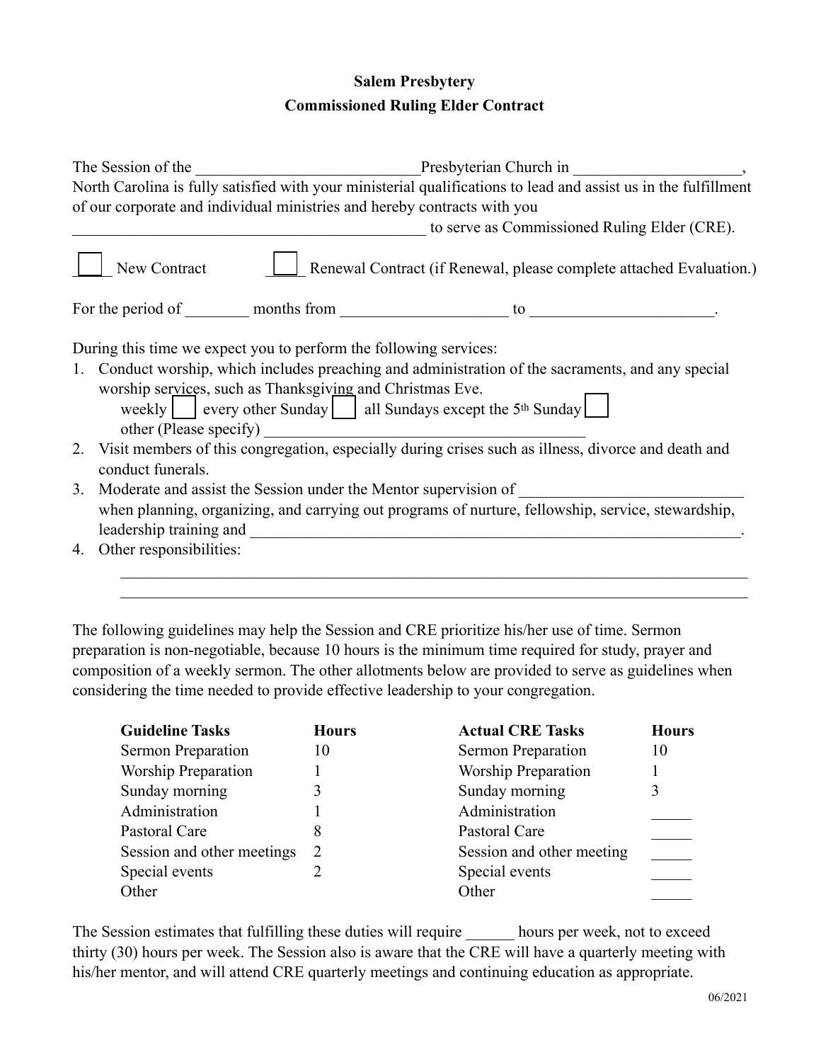**Salem Presbytery**

**Commissioned Ruling Elder Contract**

The Session of the ____________________________Presbyterian Church in _____________________, North Carolina is fully satisfied with your ministerial qualifications to lead and assist us in the fulfillment of our corporate and individual ministries and hereby contracts with you ______________________________________________ to serve as Commissioned Ruling Elder (CRE).

☐ New Contract ☐ Renewal Contract (if Renewal, please complete attached Evaluation.)

For the period of ________ months from _____________________ to _______________________.

During this time we expect you to perform the following services:

1. Conduct worship, which includes preaching and administration of the sacraments, and any special worship services, such as Thanksgiving and Christmas Eve.
   weekly ☐ every other Sunday ☐ all Sundays except the 5th Sunday ☐
   other (Please specify) ________________________________________
2. Visit members of this congregation, especially during crises such as illness, divorce and death and conduct funerals.
3. Moderate and assist the Session under the Mentor supervision of ___________________________ when planning, organizing, and carrying out programs of nurture, fellowship, service, stewardship, leadership training and _________________________________________________________________.
4. Other responsibilities:
   ________________________________________________________________________________
   ________________________________________________________________________________

The following guidelines may help the Session and CRE prioritize his/her use of time. Sermon preparation is non-negotiable, because 10 hours is the minimum time required for study, prayer and composition of a weekly sermon. The other allotments below are provided to serve as guidelines when considering the time needed to provide effective leadership to your congregation.

| Guideline Tasks | Hours | Actual CRE Tasks | Hours |
|---|---|---|---|
| Sermon Preparation | 10 | Sermon Preparation | 10 |
| Worship Preparation | 1 | Worship Preparation | 1 |
| Sunday morning | 3 | Sunday morning | 3 |
| Administration | 1 | Administration | _____ |
| Pastoral Care | 8 | Pastoral Care | _____ |
| Session and other meetings | 2 | Session and other meeting | _____ |
| Special events | 2 | Special events | _____ |
| Other | | Other | _____ |

The Session estimates that fulfilling these duties will require ______ hours per week, not to exceed thirty (30) hours per week. The Session also is aware that the CRE will have a quarterly meeting with his/her mentor, and will attend CRE quarterly meetings and continuing education as appropriate.

06/2021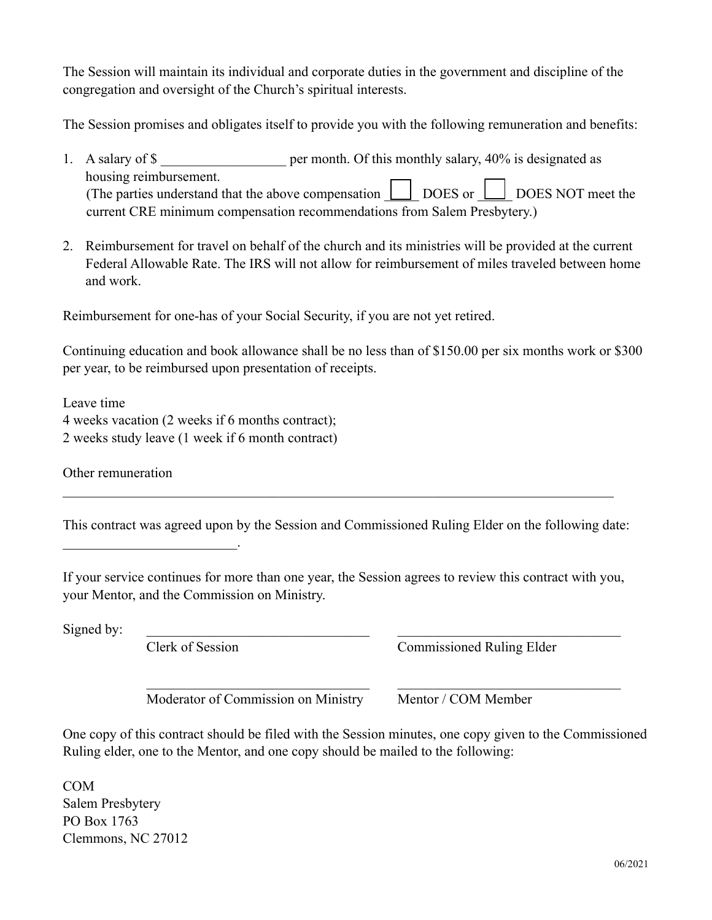The Session will maintain its individual and corporate duties in the government and discipline of the congregation and oversight of the Church's spiritual interests.

The Session promises and obligates itself to provide you with the following remuneration and benefits:

1. A salary of $ __________________ per month. Of this monthly salary, 40% is designated as housing reimbursement.
   (The parties understand that the above compensation ☐ DOES or ☐ DOES NOT meet the current CRE minimum compensation recommendations from Salem Presbytery.)

2. Reimbursement for travel on behalf of the church and its ministries will be provided at the current Federal Allowable Rate. The IRS will not allow for reimbursement of miles traveled between home and work.

Reimbursement for one-has of your Social Security, if you are not yet retired.

Continuing education and book allowance shall be no less than of $150.00 per six months work or $300 per year, to be reimbursed upon presentation of receipts.

Leave time
4 weeks vacation (2 weeks if 6 months contract);
2 weeks study leave (1 week if 6 month contract)

Other remuneration

_____________________________________________________________________________

This contract was agreed upon by the Session and Commissioned Ruling Elder on the following date: _________________________.

If your service continues for more than one year, the Session agrees to review this contract with you, your Mentor, and the Commission on Ministry.

Signed by:

| | |
|---|---|
| _______________________________ | _______________________________ |
| Clerk of Session | Commissioned Ruling Elder |
| _______________________________ | _______________________________ |
| Moderator of Commission on Ministry | Mentor / COM Member |

One copy of this contract should be filed with the Session minutes, one copy given to the Commissioned Ruling elder, one to the Mentor, and one copy should be mailed to the following:

COM
Salem Presbytery
PO Box 1763
Clemmons, NC 27012

06/2021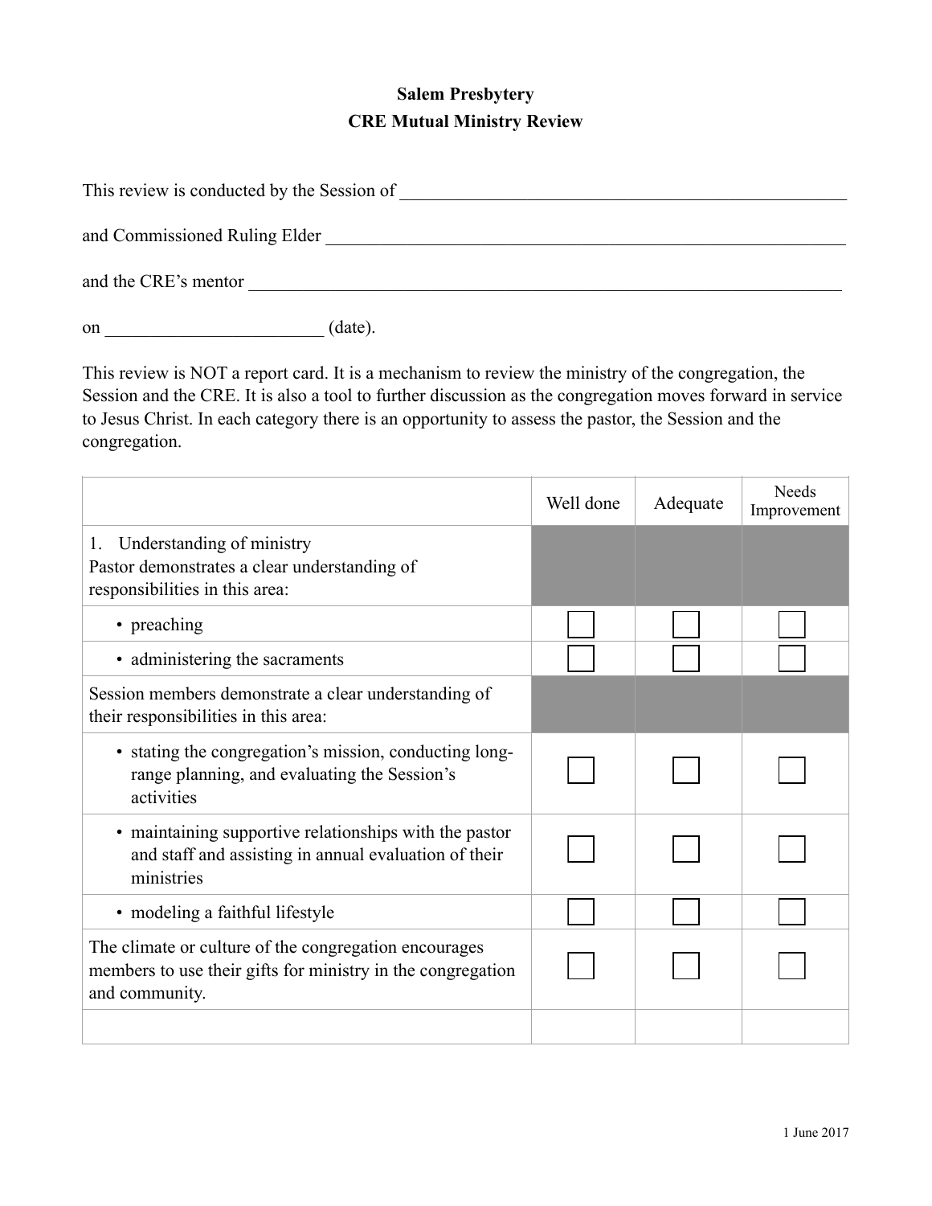**Salem Presbytery**
**CRE Mutual Ministry Review**

This review is conducted by the Session of ___________________________________________

and Commissioned Ruling Elder ___________________________________________________

and the CRE's mentor ____________________________________________________________

on ________________________ (date).

This review is NOT a report card. It is a mechanism to review the ministry of the congregation, the Session and the CRE. It is also a tool to further discussion as the congregation moves forward in service to Jesus Christ. In each category there is an opportunity to assess the pastor, the Session and the congregation.

| | Well done | Adequate | Needs Improvement |
|---|---|---|---|
| 1. Understanding of ministry<br>Pastor demonstrates a clear understanding of responsibilities in this area: | | | |
| • preaching | ☐ | ☐ | ☐ |
| • administering the sacraments | ☐ | ☐ | ☐ |
| Session members demonstrate a clear understanding of their responsibilities in this area: | | | |
| • stating the congregation's mission, conducting long-range planning, and evaluating the Session's activities | ☐ | ☐ | ☐ |
| • maintaining supportive relationships with the pastor and staff and assisting in annual evaluation of their ministries | ☐ | ☐ | ☐ |
| • modeling a faithful lifestyle | ☐ | ☐ | ☐ |
| The climate or culture of the congregation encourages members to use their gifts for ministry in the congregation and community. | ☐ | ☐ | ☐ |
| | | | |

1 June 2017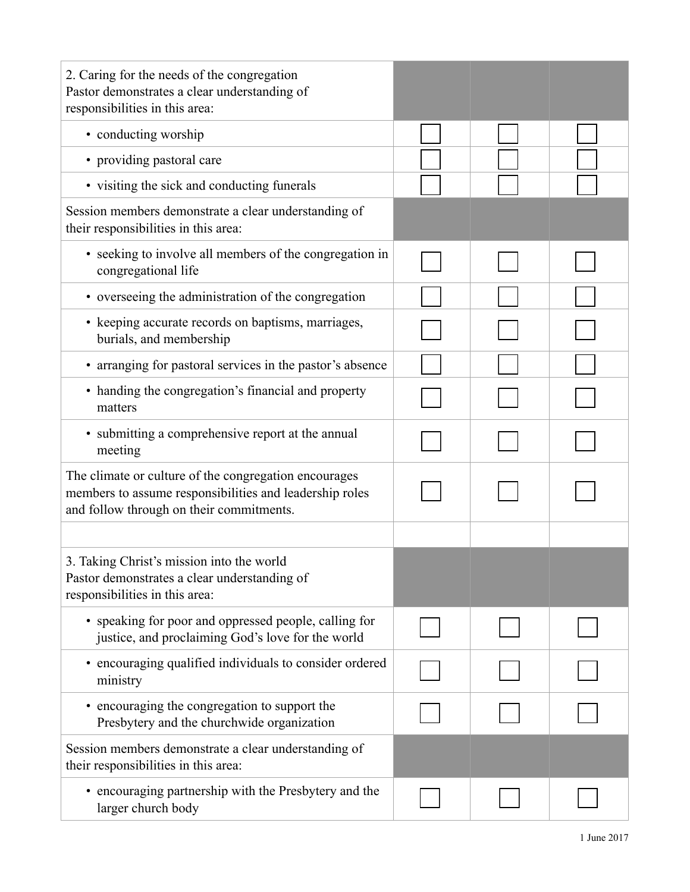| 2. Caring for the needs of the congregation<br>Pastor demonstrates a clear understanding of responsibilities in this area: | | | |
|---|---|---|---|
| • conducting worship | ☐ | ☐ | ☐ |
| • providing pastoral care | ☐ | ☐ | ☐ |
| • visiting the sick and conducting funerals | ☐ | ☐ | ☐ |
| Session members demonstrate a clear understanding of their responsibilities in this area: | | | |
| • seeking to involve all members of the congregation in congregational life | ☐ | ☐ | ☐ |
| • overseeing the administration of the congregation | ☐ | ☐ | ☐ |
| • keeping accurate records on baptisms, marriages, burials, and membership | ☐ | ☐ | ☐ |
| • arranging for pastoral services in the pastor's absence | ☐ | ☐ | ☐ |
| • handing the congregation's financial and property matters | ☐ | ☐ | ☐ |
| • submitting a comprehensive report at the annual meeting | ☐ | ☐ | ☐ |
| The climate or culture of the congregation encourages members to assume responsibilities and leadership roles and follow through on their commitments. | ☐ | ☐ | ☐ |
| | | | |
| 3. Taking Christ's mission into the world<br>Pastor demonstrates a clear understanding of responsibilities in this area: | | | |
| • speaking for poor and oppressed people, calling for justice, and proclaiming God's love for the world | ☐ | ☐ | ☐ |
| • encouraging qualified individuals to consider ordered ministry | ☐ | ☐ | ☐ |
| • encouraging the congregation to support the Presbytery and the churchwide organization | ☐ | ☐ | ☐ |
| Session members demonstrate a clear understanding of their responsibilities in this area: | | | |
| • encouraging partnership with the Presbytery and the larger church body | ☐ | ☐ | ☐ |

1 June 2017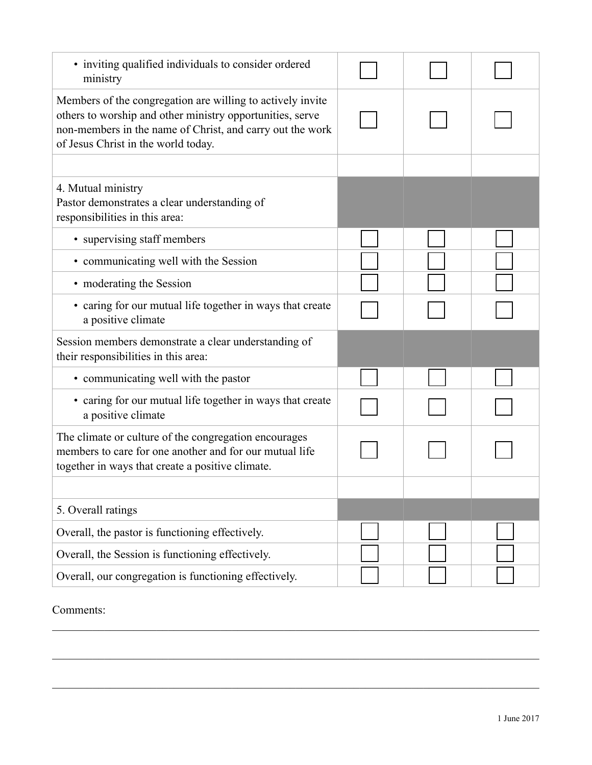| | | | |
|---|---|---|---|
| • inviting qualified individuals to consider ordered ministry | ☐ | ☐ | ☐ |
| Members of the congregation are willing to actively invite others to worship and other ministry opportunities, serve non-members in the name of Christ, and carry out the work of Jesus Christ in the world today. | ☐ | ☐ | ☐ |
| | | | |
| 4. Mutual ministry<br>Pastor demonstrates a clear understanding of responsibilities in this area: | | | |
| • supervising staff members | ☐ | ☐ | ☐ |
| • communicating well with the Session | ☐ | ☐ | ☐ |
| • moderating the Session | ☐ | ☐ | ☐ |
| • caring for our mutual life together in ways that create a positive climate | ☐ | ☐ | ☐ |
| Session members demonstrate a clear understanding of their responsibilities in this area: | | | |
| • communicating well with the pastor | ☐ | ☐ | ☐ |
| • caring for our mutual life together in ways that create a positive climate | ☐ | ☐ | ☐ |
| The climate or culture of the congregation encourages members to care for one another and for our mutual life together in ways that create a positive climate. | ☐ | ☐ | ☐ |
| | | | |
| 5. Overall ratings | | | |
| Overall, the pastor is functioning effectively. | ☐ | ☐ | ☐ |
| Overall, the Session is functioning effectively. | ☐ | ☐ | ☐ |
| Overall, our congregation is functioning effectively. | ☐ | ☐ | ☐ |

Comments:

\_\_\_\_\_\_\_\_\_\_\_\_\_\_\_\_\_\_\_\_\_\_\_\_\_\_\_\_\_\_\_\_\_\_\_\_\_\_\_\_\_\_\_\_\_\_\_\_\_\_\_\_\_\_\_\_\_\_\_\_

\_\_\_\_\_\_\_\_\_\_\_\_\_\_\_\_\_\_\_\_\_\_\_\_\_\_\_\_\_\_\_\_\_\_\_\_\_\_\_\_\_\_\_\_\_\_\_\_\_\_\_\_\_\_\_\_\_\_\_\_

\_\_\_\_\_\_\_\_\_\_\_\_\_\_\_\_\_\_\_\_\_\_\_\_\_\_\_\_\_\_\_\_\_\_\_\_\_\_\_\_\_\_\_\_\_\_\_\_\_\_\_\_\_\_\_\_\_\_\_\_

1 June 2017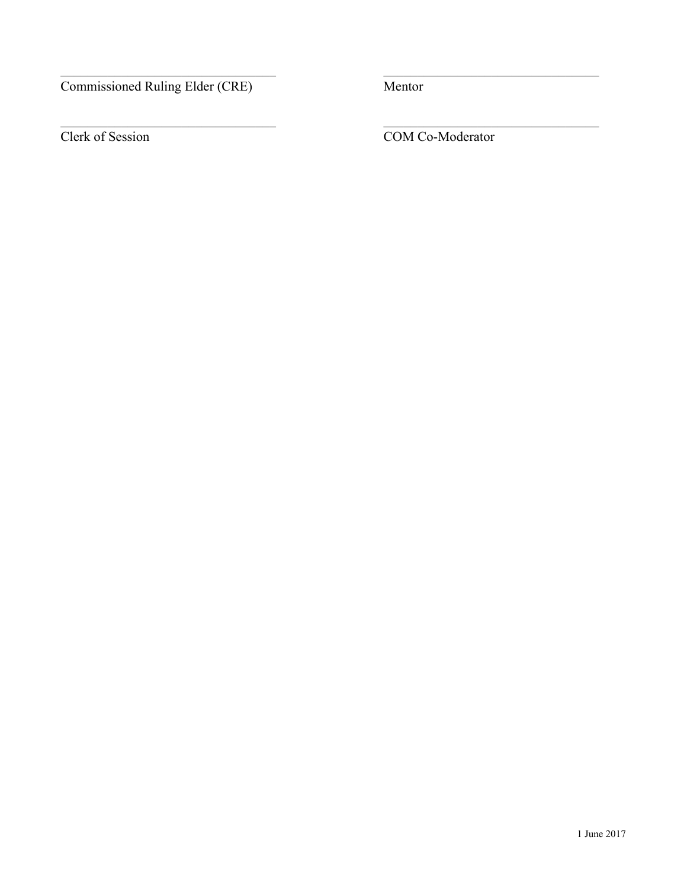\_\_\_\_\_\_\_\_\_\_\_\_\_\_\_\_\_\_\_\_\_\_\_\_\_\_\_\_\_\_\_\_\_\_
Commissioned Ruling Elder (CRE)

\_\_\_\_\_\_\_\_\_\_\_\_\_\_\_\_\_\_\_\_\_\_\_\_\_\_\_\_\_\_\_\_\_\_
Mentor

\_\_\_\_\_\_\_\_\_\_\_\_\_\_\_\_\_\_\_\_\_\_\_\_\_\_\_\_\_\_\_\_\_\_
Clerk of Session

\_\_\_\_\_\_\_\_\_\_\_\_\_\_\_\_\_\_\_\_\_\_\_\_\_\_\_\_\_\_\_\_\_\_
COM Co-Moderator

1 June 2017